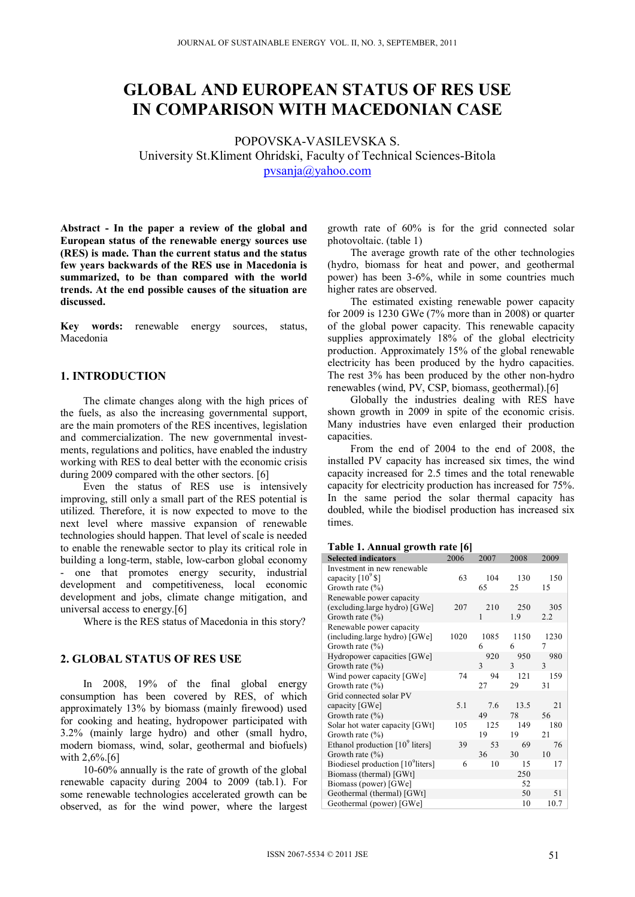# GLOBAL AND EUROPEAN STATUS OF RES USE IN COMPARISON WITH MACEDONIAN CASE

POPOVSKA-VASILEVSKA S.
University St.Kliment Ohridski, Faculty of Technical Sciences-Bitola
pvsanja@yahoo.com

**Abstract - In the paper a review of the global and European status of the renewable energy sources use (RES) is made. Than the current status and the status few years backwards of the RES use in Macedonia is summarized, to be than compared with the world trends. At the end possible causes of the situation are discussed.**

**Key words:** renewable energy sources, status, Macedonia

## 1. INTRODUCTION

The climate changes along with the high prices of the fuels, as also the increasing governmental support, are the main promoters of the RES incentives, legislation and commercialization. The new governmental investments, regulations and politics, have enabled the industry working with RES to deal better with the economic crisis during 2009 compared with the other sectors. [6]

Even the status of RES use is intensively improving, still only a small part of the RES potential is utilized. Therefore, it is now expected to move to the next level where massive expansion of renewable technologies should happen. That level of scale is needed to enable the renewable sector to play its critical role in building a long-term, stable, low-carbon global economy - one that promotes energy security, industrial development and competitiveness, local economic development and jobs, climate change mitigation, and universal access to energy.[6]

Where is the RES status of Macedonia in this story?

## 2. GLOBAL STATUS OF RES USE

In 2008, 19% of the final global energy consumption has been covered by RES, of which approximately 13% by biomass (mainly firewood) used for cooking and heating, hydropower participated with 3.2% (mainly large hydro) and other (small hydro, modern biomass, wind, solar, geothermal and biofuels) with 2,6%.[6]

10-60% annually is the rate of growth of the global renewable capacity during 2004 to 2009 (tab.1). For some renewable technologies accelerated growth can be observed, as for the wind power, where the largest growth rate of 60% is for the grid connected solar photovoltaic. (table 1)

The average growth rate of the other technologies (hydro, biomass for heat and power, and geothermal power) has been 3-6%, while in some countries much higher rates are observed.

The estimated existing renewable power capacity for 2009 is 1230 GWe (7% more than in 2008) or quarter of the global power capacity. This renewable capacity supplies approximately 18% of the global electricity production. Approximately 15% of the global renewable electricity has been produced by the hydro capacities. The rest 3% has been produced by the other non-hydro renewables (wind, PV, CSP, biomass, geothermal).[6]

Globally the industries dealing with RES have shown growth in 2009 in spite of the economic crisis. Many industries have even enlarged their production capacities.

From the end of 2004 to the end of 2008, the installed PV capacity has increased six times, the wind capacity increased for 2.5 times and the total renewable capacity for electricity production has increased for 75%. In the same period the solar thermal capacity has doubled, while the biodisel production has increased six times.

**Table 1. Annual growth rate [6]**

| Selected indicators | 2006 | 2007 | 2008 | 2009 |
|---|---|---|---|---|
| Investment in new renewable capacity [$10^9$ $] | 63 | 104 | 130 | 150 |
| Growth rate (%) | | 65 | 25 | 15 |
| Renewable power capacity (excluding large hydro) [GWe] | 207 | 210 | 250 | 305 |
| Growth rate (%) | | 1 | 1.9 | 2.2 |
| Renewable power capacity (including large hydro) [GWe] | 1020 | 1085 | 1150 | 1230 |
| Growth rate (%) | | 6 | 6 | 7 |
| Hydropower capacities [GWe] | | 920 | 950 | 980 |
| Growth rate (%) | | 3 | 3 | 3 |
| Wind power capacity [GWe] | 74 | 94 | 121 | 159 |
| Growth rate (%) | | 27 | 29 | 31 |
| Grid connected solar PV capacity [GWe] | 5.1 | 7.6 | 13.5 | 21 |
| Growth rate (%) | | 49 | 78 | 56 |
| Solar hot water capacity [GWt] | 105 | 125 | 149 | 180 |
| Growth rate (%) | | 19 | 19 | 21 |
| Ethanol production [$10^9$ liters] | 39 | 53 | 69 | 76 |
| Growth rate (%) | | 36 | 30 | 10 |
| Biodiesel production [$10^9$liters] | 6 | 10 | 15 | 17 |
| Biomass (thermal) [GWt] | | | 250 | |
| Biomass (power) [GWe] | | | 52 | |
| Geothermal (thermal) [GWt] | | | 50 | 51 |
| Geothermal (power) [GWe] | | | 10 | 10.7 |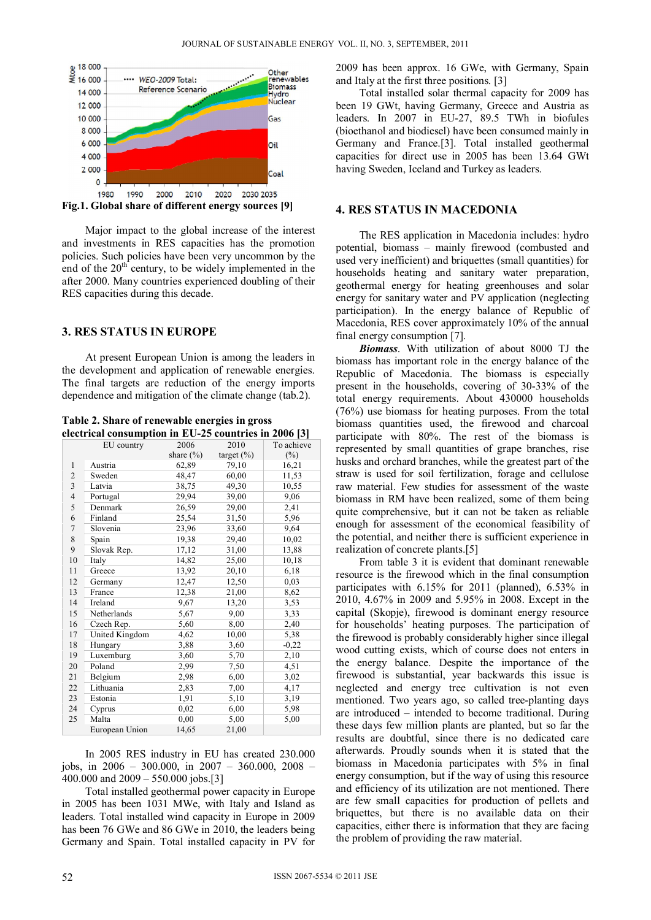Fig.1. Global share of different energy sources [9]

Major impact to the global increase of the interest and investments in RES capacities has the promotion policies. Such policies have been very uncommon by the end of the 20th century, to be widely implemented in the after 2000. Many countries experienced doubling of their RES capacities during this decade.

## 3. RES STATUS IN EUROPE

At present European Union is among the leaders in the development and application of renewable energies. The final targets are reduction of the energy imports dependence and mitigation of the climate change (tab.2).

**Table 2. Share of renewable energies in gross electrical consumption in EU-25 countries in 2006 [3]**

| | EU country | 2006 share (%) | 2010 target (%) | To achieve (%) |
|---|---|---|---|---|
| 1 | Austria | 62,89 | 79,10 | 16,21 |
| 2 | Sweden | 48,47 | 60,00 | 11,53 |
| 3 | Latvia | 38,75 | 49,30 | 10,55 |
| 4 | Portugal | 29,94 | 39,00 | 9,06 |
| 5 | Denmark | 26,59 | 29,00 | 2,41 |
| 6 | Finland | 25,54 | 31,50 | 5,96 |
| 7 | Slovenia | 23,96 | 33,60 | 9,64 |
| 8 | Spain | 19,38 | 29,40 | 10,02 |
| 9 | Slovak Rep. | 17,12 | 31,00 | 13,88 |
| 10 | Italy | 14,82 | 25,00 | 10,18 |
| 11 | Greece | 13,92 | 20,10 | 6,18 |
| 12 | Germany | 12,47 | 12,50 | 0,03 |
| 13 | France | 12,38 | 21,00 | 8,62 |
| 14 | Ireland | 9,67 | 13,20 | 3,53 |
| 15 | Netherlands | 5,67 | 9,00 | 3,33 |
| 16 | Czech Rep. | 5,60 | 8,00 | 2,40 |
| 17 | United Kingdom | 4,62 | 10,00 | 5,38 |
| 18 | Hungary | 3,88 | 3,60 | -0,22 |
| 19 | Luxemburg | 3,60 | 5,70 | 2,10 |
| 20 | Poland | 2,99 | 7,50 | 4,51 |
| 21 | Belgium | 2,98 | 6,00 | 3,02 |
| 22 | Lithuania | 2,83 | 7,00 | 4,17 |
| 23 | Estonia | 1,91 | 5,10 | 3,19 |
| 24 | Cyprus | 0,02 | 6,00 | 5,98 |
| 25 | Malta | 0,00 | 5,00 | 5,00 |
| | European Union | 14,65 | 21,00 | |

In 2005 RES industry in EU has created 230.000 jobs, in 2006 – 300.000, in 2007 – 360.000, 2008 – 400.000 and 2009 – 550.000 jobs.[3]

Total installed geothermal power capacity in Europe in 2005 has been 1031 MWe, with Italy and Island as leaders. Total installed wind capacity in Europe in 2009 has been 76 GWe and 86 GWe in 2010, the leaders being Germany and Spain. Total installed capacity in PV for 2009 has been approx. 16 GWe, with Germany, Spain and Italy at the first three positions. [3]

Total installed solar thermal capacity for 2009 has been 19 GWt, having Germany, Greece and Austria as leaders. In 2007 in EU-27, 89.5 TWh in biofules (bioethanol and biodiesel) have been consumed mainly in Germany and France.[3]. Total installed geothermal capacities for direct use in 2005 has been 13.64 GWt having Sweden, Iceland and Turkey as leaders.

## 4. RES STATUS IN MACEDONIA

The RES application in Macedonia includes: hydro potential, biomass – mainly firewood (combusted and used very inefficient) and briquettes (small quantities) for households heating and sanitary water preparation, geothermal energy for heating greenhouses and solar energy for sanitary water and PV application (neglecting participation). In the energy balance of Republic of Macedonia, RES cover approximately 10% of the annual final energy consumption [7].

***Biomass***. With utilization of about 8000 TJ the biomass has important role in the energy balance of the Republic of Macedonia. The biomass is especially present in the households, covering of 30-33% of the total energy requirements. About 430000 households (76%) use biomass for heating purposes. From the total biomass quantities used, the firewood and charcoal participate with 80%. The rest of the biomass is represented by small quantities of grape branches, rise husks and orchard branches, while the greatest part of the straw is used for soil fertilization, forage and cellulose raw material. Few studies for assessment of the waste biomass in RM have been realized, some of them being quite comprehensive, but it can not be taken as reliable enough for assessment of the economical feasibility of the potential, and neither there is sufficient experience in realization of concrete plants.[5]

From table 3 it is evident that dominant renewable resource is the firewood which in the final consumption participates with 6.15% for 2011 (planned), 6.53% in 2010, 4.67% in 2009 and 5.95% in 2008. Except in the capital (Skopje), firewood is dominant energy resource for households' heating purposes. The participation of the firewood is probably considerably higher since illegal wood cutting exists, which of course does not enters in the energy balance. Despite the importance of the firewood is substantial, year backwards this issue is neglected and energy tree cultivation is not even mentioned. Two years ago, so called tree-planting days are introduced – intended to become traditional. During these days few million plants are planted, but so far the results are doubtful, since there is no dedicated care afterwards. Proudly sounds when it is stated that the biomass in Macedonia participates with 5% in final energy consumption, but if the way of using this resource and efficiency of its utilization are not mentioned. There are few small capacities for production of pellets and briquettes, but there is no available data on their capacities, either there is information that they are facing the problem of providing the raw material.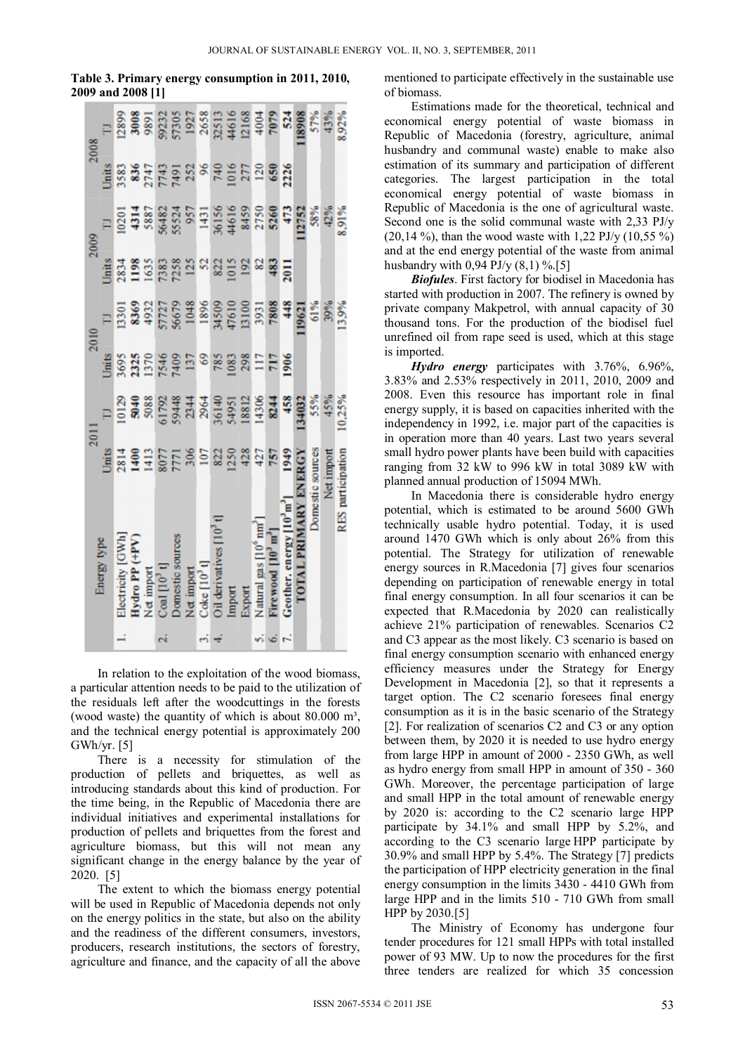**Table 3. Primary energy consumption in 2011, 2010, 2009 and 2008 [1]**

| | Energy type | 2011 | | 2010 | | 2009 | | 2008 | |
|---|---|---|---|---|---|---|---|---|---|
| | | Units | TJ | Units | TJ | Units | TJ | Units | TJ |
| 1. | Electricity [GWh] | 2814 | 10129 | 3695 | 13301 | 2834 | 10201 | 3583 | 12899 |
| | Hydro PP (+PV) | 1400 | 5040 | 2325 | 8369 | 1198 | 4314 | 836 | 3008 |
| | Net import | 1413 | 5088 | 1370 | 4932 | 1635 | 5887 | 2747 | 9891 |
| 2. | Coal [$10^3$ t] | 8077 | 61792 | 7546 | 57727 | 7383 | 56482 | 7743 | 59232 |
| | Domestic sources | 7771 | 59448 | 7409 | 56679 | 7258 | 55524 | 7491 | 57305 |
| | Net import | 306 | 2344 | 137 | 1048 | 125 | 957 | 252 | 1927 |
| 3. | Coke [$10^3$ t] | 107 | 2964 | 69 | 1896 | 52 | 1431 | 96 | 2658 |
| 4. | Oil derivatives [$10^3$ t] | 822 | 36140 | 785 | 34509 | 822 | 36156 | 740 | 32513 |
| | Import | 1250 | 54951 | 1083 | 47610 | 1015 | 44616 | 1016 | 44616 |
| | Export | 428 | 18812 | 298 | 13100 | 192 | 8459 | 277 | 12168 |
| 5. | Natural gas [$10^6$ nm$^3$] | 427 | 14306 | 117 | 3931 | 82 | 2750 | 120 | 4004 |
| 6. | Fire wood [$10^3$ m$^3$] | 757 | 8244 | 717 | 7808 | 483 | 5260 | 650 | 7079 |
| 7. | Geother. energy [$10^3$ m$^3$] | 1949 | 458 | 1906 | 448 | 2011 | 473 | 2226 | 524 |
| | TOTAL PRIMARY ENERGY | | 134032 | | 119621 | | 112752 | | 118908 |
| | Domestic sources | | 55% | | 61% | | 58% | | 57% |
| | Net import | | 45% | | 39% | | 42% | | 43% |
| | RES participation | | 10,25% | | 13,9% | | 8,91% | | 8,92% |

In relation to the exploitation of the wood biomass, a particular attention needs to be paid to the utilization of the residuals left after the woodcuttings in the forests (wood waste) the quantity of which is about 80.000 m³, and the technical energy potential is approximately 200 GWh/yr. [5]

There is a necessity for stimulation of the production of pellets and briquettes, as well as introducing standards about this kind of production. For the time being, in the Republic of Macedonia there are individual initiatives and experimental installations for production of pellets and briquettes from the forest and agriculture biomass, but this will not mean any significant change in the energy balance by the year of 2020. [5]

The extent to which the biomass energy potential will be used in Republic of Macedonia depends not only on the energy politics in the state, but also on the ability and the readiness of the different consumers, investors, producers, research institutions, the sectors of forestry, agriculture and finance, and the capacity of all the above mentioned to participate effectively in the sustainable use of biomass.

Estimations made for the theoretical, technical and economical energy potential of waste biomass in Republic of Macedonia (forestry, agriculture, animal husbandry and communal waste) enable to make also estimation of its summary and participation of different categories. The largest participation in the total economical energy potential of waste biomass in Republic of Macedonia is the one of agricultural waste. Second one is the solid communal waste with 2,33 PJ/y (20,14 %), than the wood waste with 1,22 PJ/y (10,55 %) and at the end energy potential of the waste from animal husbandry with 0,94 PJ/y (8,1) %.[5]

***Biofules***. First factory for biodisel in Macedonia has started with production in 2007. The refinery is owned by private company Makpetrol, with annual capacity of 30 thousand tons. For the production of the biodisel fuel unrefined oil from rape seed is used, which at this stage is imported.

***Hydro energy*** participates with 3.76%, 6.96%, 3.83% and 2.53% respectively in 2011, 2010, 2009 and 2008. Even this resource has important role in final energy supply, it is based on capacities inherited with the independency in 1992, i.e. major part of the capacities is in operation more than 40 years. Last two years several small hydro power plants have been build with capacities ranging from 32 kW to 996 kW in total 3089 kW with planned annual production of 15094 MWh.

In Macedonia there is considerable hydro energy potential, which is estimated to be around 5600 GWh technically usable hydro potential. Today, it is used around 1470 GWh which is only about 26% from this potential. The Strategy for utilization of renewable energy sources in R.Macedonia [7] gives four scenarios depending on participation of renewable energy in total final energy consumption. In all four scenarios it can be expected that R.Macedonia by 2020 can realistically achieve 21% participation of renewables. Scenarios C2 and C3 appear as the most likely. C3 scenario is based on final energy consumption scenario with enhanced energy efficiency measures under the Strategy for Energy Development in Macedonia [2], so that it represents a target option. The C2 scenario foresees final energy consumption as it is in the basic scenario of the Strategy [2]. For realization of scenarios C2 and C3 or any option between them, by 2020 it is needed to use hydro energy from large HPP in amount of 2000 - 2350 GWh, as well as hydro energy from small HPP in amount of 350 - 360 GWh. Moreover, the percentage participation of large and small HPP in the total amount of renewable energy by 2020 is: according to the C2 scenario large HPP participate by 34.1% and small HPP by 5.2%, and according to the C3 scenario large HPP participate by 30.9% and small HPP by 5.4%. The Strategy [7] predicts the participation of HPP electricity generation in the final energy consumption in the limits 3430 - 4410 GWh from large HPP and in the limits 510 - 710 GWh from small HPP by 2030.[5]

The Ministry of Economy has undergone four tender procedures for 121 small HPPs with total installed power of 93 MW. Up to now the procedures for the first three tenders are realized for which 35 concession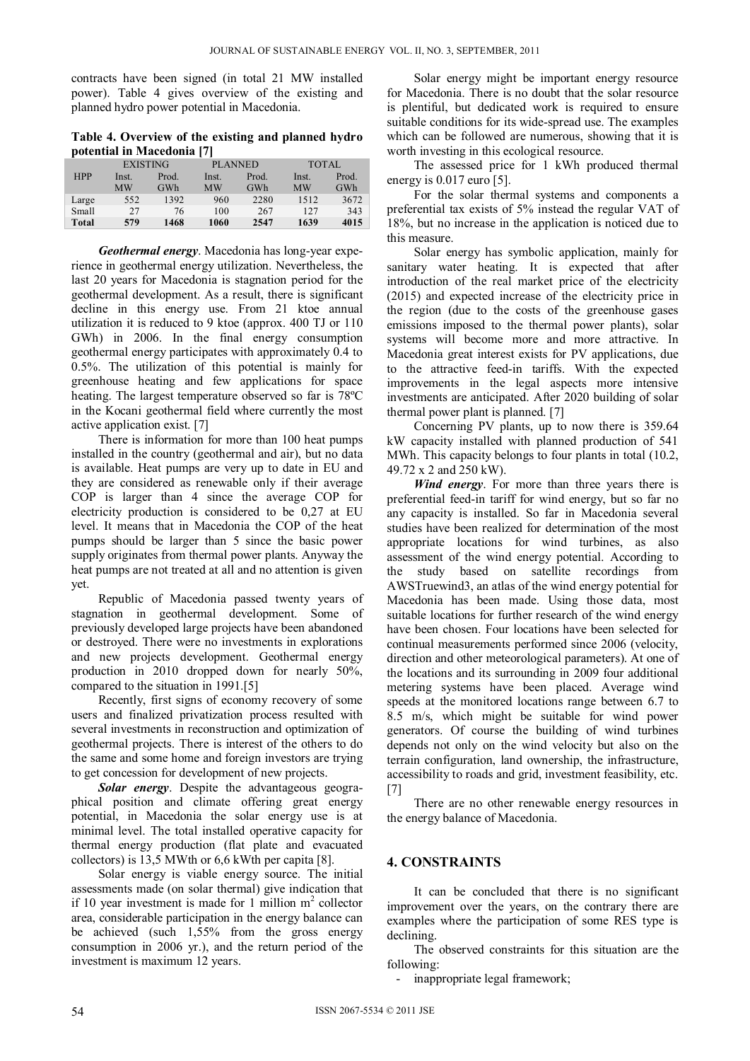contracts have been signed (in total 21 MW installed power). Table 4 gives overview of the existing and planned hydro power potential in Macedonia.

**Table 4. Overview of the existing and planned hydro potential in Macedonia [7]**

| HPP | EXISTING | | PLANNED | | TOTAL | |
|---|---|---|---|---|---|---|
| | Inst. MW | Prod. GWh | Inst. MW | Prod. GWh | Inst. MW | Prod. GWh |
| Large | 552 | 1392 | 960 | 2280 | 1512 | 3672 |
| Small | 27 | 76 | 100 | 267 | 127 | 343 |
| **Total** | **579** | **1468** | **1060** | **2547** | **1639** | **4015** |

***Geothermal energy***. Macedonia has long-year experience in geothermal energy utilization. Nevertheless, the last 20 years for Macedonia is stagnation period for the geothermal development. As a result, there is significant decline in this energy use. From 21 ktoe annual utilization it is reduced to 9 ktoe (approx. 400 TJ or 110 GWh) in 2006. In the final energy consumption geothermal energy participates with approximately 0.4 to 0.5%. The utilization of this potential is mainly for greenhouse heating and few applications for space heating. The largest temperature observed so far is 78ºC in the Kocani geothermal field where currently the most active application exist. [7]

There is information for more than 100 heat pumps installed in the country (geothermal and air), but no data is available. Heat pumps are very up to date in EU and they are considered as renewable only if their average COP is larger than 4 since the average COP for electricity production is considered to be 0,27 at EU level. It means that in Macedonia the COP of the heat pumps should be larger than 5 since the basic power supply originates from thermal power plants. Anyway the heat pumps are not treated at all and no attention is given yet.

Republic of Macedonia passed twenty years of stagnation in geothermal development. Some of previously developed large projects have been abandoned or destroyed. There were no investments in explorations and new projects development. Geothermal energy production in 2010 dropped down for nearly 50%, compared to the situation in 1991.[5]

Recently, first signs of economy recovery of some users and finalized privatization process resulted with several investments in reconstruction and optimization of geothermal projects. There is interest of the others to do the same and some home and foreign investors are trying to get concession for development of new projects.

***Solar energy***. Despite the advantageous geographical position and climate offering great energy potential, in Macedonia the solar energy use is at minimal level. The total installed operative capacity for thermal energy production (flat plate and evacuated collectors) is 13,5 MWth or 6,6 kWth per capita [8].

Solar energy is viable energy source. The initial assessments made (on solar thermal) give indication that if 10 year investment is made for 1 million $m^2$ collector area, considerable participation in the energy balance can be achieved (such 1,55% from the gross energy consumption in 2006 yr.), and the return period of the investment is maximum 12 years.

Solar energy might be important energy resource for Macedonia. There is no doubt that the solar resource is plentiful, but dedicated work is required to ensure suitable conditions for its wide-spread use. The examples which can be followed are numerous, showing that it is worth investing in this ecological resource.

The assessed price for 1 kWh produced thermal energy is 0.017 euro [5].

For the solar thermal systems and components a preferential tax exists of 5% instead the regular VAT of 18%, but no increase in the application is noticed due to this measure.

Solar energy has symbolic application, mainly for sanitary water heating. It is expected that after introduction of the real market price of the electricity (2015) and expected increase of the electricity price in the region (due to the costs of the greenhouse gases emissions imposed to the thermal power plants), solar systems will become more and more attractive. In Macedonia great interest exists for PV applications, due to the attractive feed-in tariffs. With the expected improvements in the legal aspects more intensive investments are anticipated. After 2020 building of solar thermal power plant is planned. [7]

Concerning PV plants, up to now there is 359.64 kW capacity installed with planned production of 541 MWh. This capacity belongs to four plants in total (10.2, 49.72 x 2 and 250 kW).

***Wind energy***. For more than three years there is preferential feed-in tariff for wind energy, but so far no any capacity is installed. So far in Macedonia several studies have been realized for determination of the most appropriate locations for wind turbines, as also assessment of the wind energy potential. According to the study based on satellite recordings from AWSTruewind3, an atlas of the wind energy potential for Macedonia has been made. Using those data, most suitable locations for further research of the wind energy have been chosen. Four locations have been selected for continual measurements performed since 2006 (velocity, direction and other meteorological parameters). At one of the locations and its surrounding in 2009 four additional metering systems have been placed. Average wind speeds at the monitored locations range between 6.7 to 8.5 m/s, which might be suitable for wind power generators. Of course the building of wind turbines depends not only on the wind velocity but also on the terrain configuration, land ownership, the infrastructure, accessibility to roads and grid, investment feasibility, etc. [7]

There are no other renewable energy resources in the energy balance of Macedonia.

## 4. CONSTRAINTS

It can be concluded that there is no significant improvement over the years, on the contrary there are examples where the participation of some RES type is declining.

The observed constraints for this situation are the following:

- inappropriate legal framework;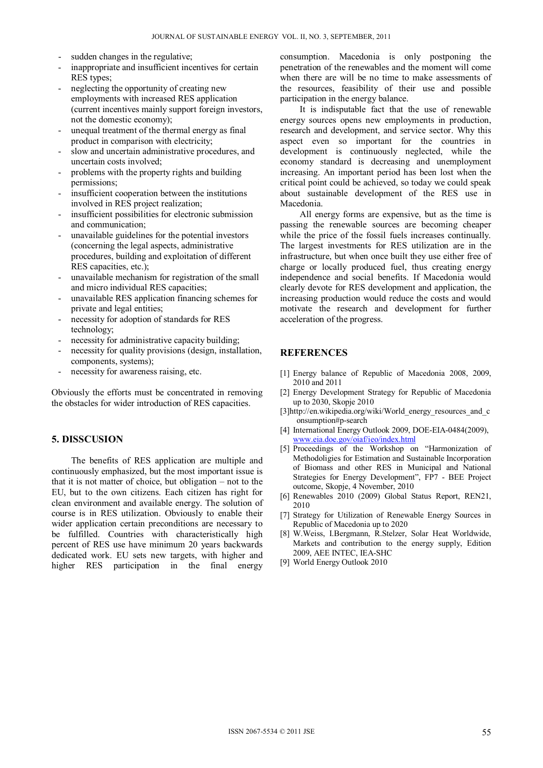- sudden changes in the regulative;
- inappropriate and insufficient incentives for certain RES types;
- neglecting the opportunity of creating new employments with increased RES application (current incentives mainly support foreign investors, not the domestic economy);
- unequal treatment of the thermal energy as final product in comparison with electricity;
- slow and uncertain administrative procedures, and uncertain costs involved;
- problems with the property rights and building permissions;
- insufficient cooperation between the institutions involved in RES project realization;
- insufficient possibilities for electronic submission and communication;
- unavailable guidelines for the potential investors (concerning the legal aspects, administrative procedures, building and exploitation of different RES capacities, etc.);
- unavailable mechanism for registration of the small and micro individual RES capacities;
- unavailable RES application financing schemes for private and legal entities;
- necessity for adoption of standards for RES technology;
- necessity for administrative capacity building;
- necessity for quality provisions (design, installation, components, systems);
- necessity for awareness raising, etc.

Obviously the efforts must be concentrated in removing the obstacles for wider introduction of RES capacities.

## 5. DISSCUSION

The benefits of RES application are multiple and continuously emphasized, but the most important issue is that it is not matter of choice, but obligation – not to the EU, but to the own citizens. Each citizen has right for clean environment and available energy. The solution of course is in RES utilization. Obviously to enable their wider application certain preconditions are necessary to be fulfilled. Countries with characteristically high percent of RES use have minimum 20 years backwards dedicated work. EU sets new targets, with higher and higher RES participation in the final energy consumption. Macedonia is only postponing the penetration of the renewables and the moment will come when there are will be no time to make assessments of the resources, feasibility of their use and possible participation in the energy balance.

It is indisputable fact that the use of renewable energy sources opens new employments in production, research and development, and service sector. Why this aspect even so important for the countries in development is continuously neglected, while the economy standard is decreasing and unemployment increasing. An important period has been lost when the critical point could be achieved, so today we could speak about sustainable development of the RES use in Macedonia.

All energy forms are expensive, but as the time is passing the renewable sources are becoming cheaper while the price of the fossil fuels increases continually. The largest investments for RES utilization are in the infrastructure, but when once built they use either free of charge or locally produced fuel, thus creating energy independence and social benefits. If Macedonia would clearly devote for RES development and application, the increasing production would reduce the costs and would motivate the research and development for further acceleration of the progress.

## REFERENCES

[1] Energy balance of Republic of Macedonia 2008, 2009, 2010 and 2011

[2] Energy Development Strategy for Republic of Macedonia up to 2030, Skopje 2010

[3] http://en.wikipedia.org/wiki/World_energy_resources_and_consumption#p-search

[4] International Energy Outlook 2009, DOE-EIA-0484(2009), www.eia.doe.gov/oiaf/ieo/index.html

[5] Proceedings of the Workshop on "Harmonization of Methodoligies for Estimation and Sustainable Incorporation of Biomass and other RES in Municipal and National Strategies for Energy Development", FP7 - BEE Project outcome, Skopje, 4 November, 2010

[6] Renewables 2010 (2009) Global Status Report, REN21, 2010

[7] Strategy for Utilization of Renewable Energy Sources in Republic of Macedonia up to 2020

[8] W.Weiss, I.Bergmann, R.Stelzer, Solar Heat Worldwide, Markets and contribution to the energy supply, Edition 2009, AEE INTEC, IEA-SHC

[9] World Energy Outlook 2010